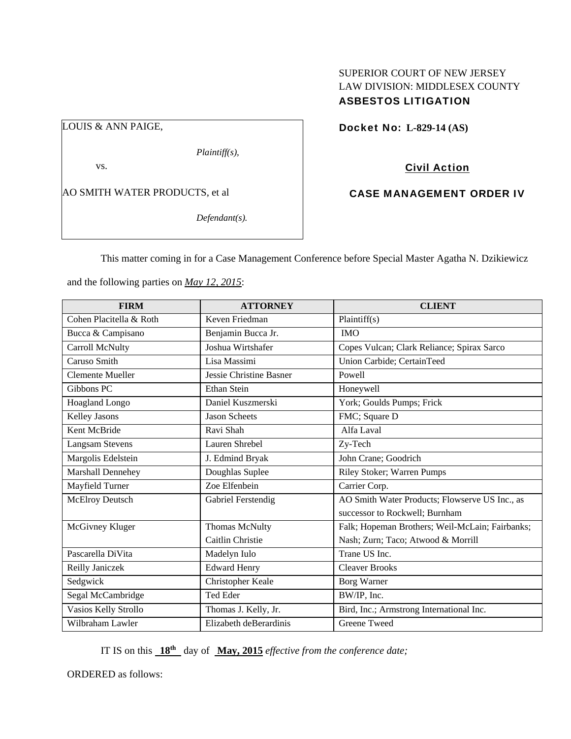SUPERIOR COURT OF NEW JERSEY
LAW DIVISION: MIDDLESEX COUNTY
**ASBESTOS LITIGATION**

LOUIS & ANN PAIGE,

*Plaintiff(s),*

vs.

AO SMITH WATER PRODUCTS, et al

*Defendant(s).*

**Docket No: L-829-14 (AS)**

**Civil Action**

**CASE MANAGEMENT ORDER IV**

This matter coming in for a Case Management Conference before Special Master Agatha N. Dzikiewicz and the following parties on *May 12, 2015*:

| FIRM | ATTORNEY | CLIENT |
|---|---|---|
| Cohen Placitella & Roth | Keven Friedman | Plaintiff(s) |
| Bucca & Campisano | Benjamin Bucca Jr. | IMO |
| Carroll McNulty | Joshua Wirtshafer | Copes Vulcan; Clark Reliance; Spirax Sarco |
| Caruso Smith | Lisa Massimi | Union Carbide; CertainTeed |
| Clemente Mueller | Jessie Christine Basner | Powell |
| Gibbons PC | Ethan Stein | Honeywell |
| Hoagland Longo | Daniel Kuszmerski | York; Goulds Pumps; Frick |
| Kelley Jasons | Jason Scheets | FMC; Square D |
| Kent McBride | Ravi Shah | Alfa Laval |
| Langsam Stevens | Lauren Shrebel | Zy-Tech |
| Margolis Edelstein | J. Edmind Bryak | John Crane; Goodrich |
| Marshall Dennehey | Doughlas Suplee | Riley Stoker; Warren Pumps |
| Mayfield Turner | Zoe Elfenbein | Carrier Corp. |
| McElroy Deutsch | Gabriel Ferstendig | AO Smith Water Products; Flowserve US Inc., as successor to Rockwell; Burnham |
| McGivney Kluger | Thomas McNulty Caitlin Christie | Falk; Hopeman Brothers; Weil-McLain; Fairbanks; Nash; Zurn; Taco; Atwood & Morrill |
| Pascarella DiVita | Madelyn Iulo | Trane US Inc. |
| Reilly Janiczek | Edward Henry | Cleaver Brooks |
| Sedgwick | Christopher Keale | Borg Warner |
| Segal McCambridge | Ted Eder | BW/IP, Inc. |
| Vasios Kelly Strollo | Thomas J. Kelly, Jr. | Bird, Inc.; Armstrong International Inc. |
| Wilbraham Lawler | Elizabeth deBerardinis | Greene Tweed |

IT IS on this **18th** day of **May, 2015** *effective from the conference date;*

ORDERED as follows: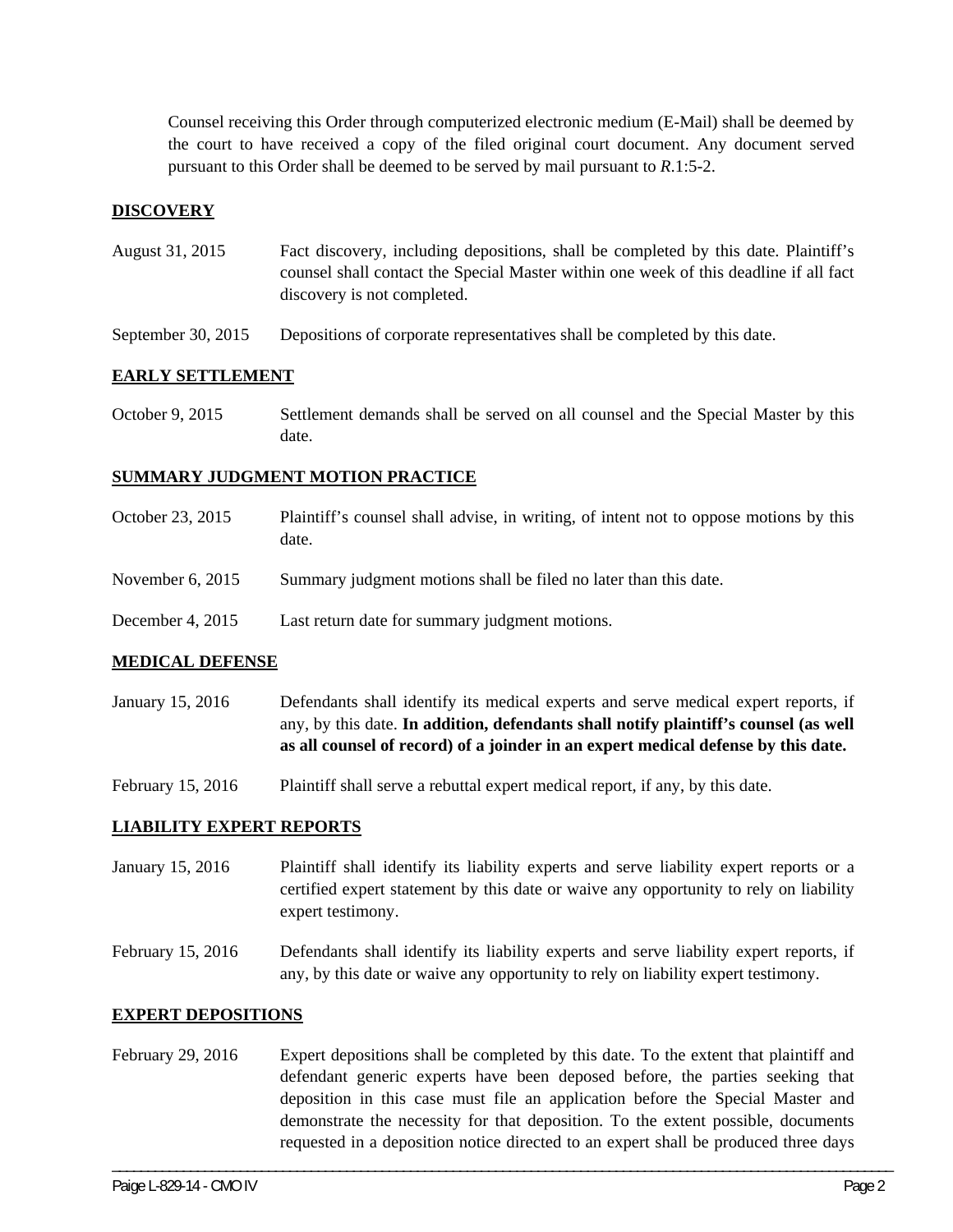Counsel receiving this Order through computerized electronic medium (E-Mail) shall be deemed by the court to have received a copy of the filed original court document. Any document served pursuant to this Order shall be deemed to be served by mail pursuant to *R*.1:5-2.

## DISCOVERY

August 31, 2015 — Fact discovery, including depositions, shall be completed by this date. Plaintiff's counsel shall contact the Special Master within one week of this deadline if all fact discovery is not completed.

September 30, 2015 — Depositions of corporate representatives shall be completed by this date.

## EARLY SETTLEMENT

October 9, 2015 — Settlement demands shall be served on all counsel and the Special Master by this date.

## SUMMARY JUDGMENT MOTION PRACTICE

October 23, 2015 — Plaintiff's counsel shall advise, in writing, of intent not to oppose motions by this date.

November 6, 2015 — Summary judgment motions shall be filed no later than this date.

December 4, 2015 — Last return date for summary judgment motions.

## MEDICAL DEFENSE

January 15, 2016 — Defendants shall identify its medical experts and serve medical expert reports, if any, by this date. **In addition, defendants shall notify plaintiff's counsel (as well as all counsel of record) of a joinder in an expert medical defense by this date.**

February 15, 2016 — Plaintiff shall serve a rebuttal expert medical report, if any, by this date.

## LIABILITY EXPERT REPORTS

January 15, 2016 — Plaintiff shall identify its liability experts and serve liability expert reports or a certified expert statement by this date or waive any opportunity to rely on liability expert testimony.

February 15, 2016 — Defendants shall identify its liability experts and serve liability expert reports, if any, by this date or waive any opportunity to rely on liability expert testimony.

## EXPERT DEPOSITIONS

February 29, 2016 — Expert depositions shall be completed by this date. To the extent that plaintiff and defendant generic experts have been deposed before, the parties seeking that deposition in this case must file an application before the Special Master and demonstrate the necessity for that deposition. To the extent possible, documents requested in a deposition notice directed to an expert shall be produced three days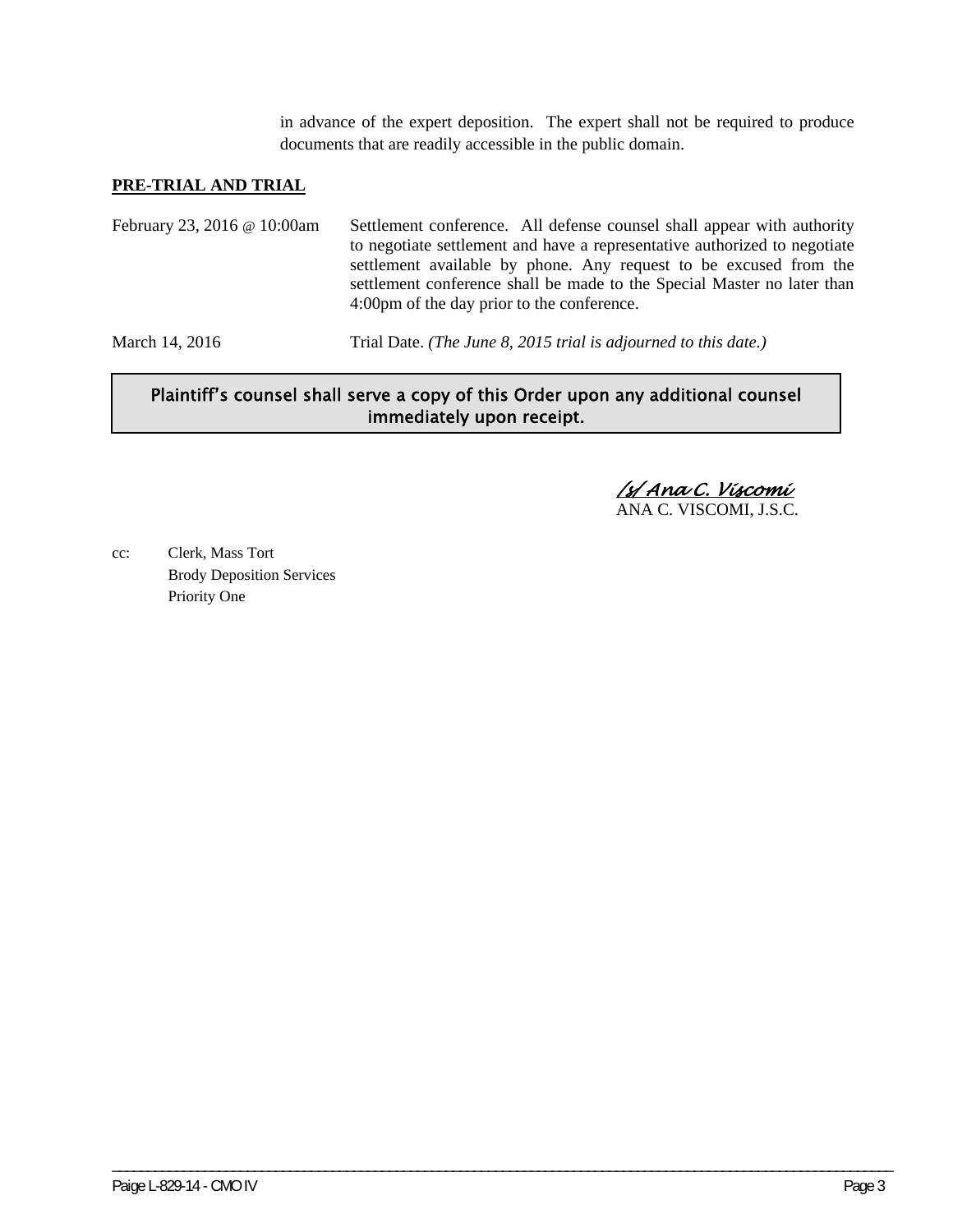in advance of the expert deposition. The expert shall not be required to produce documents that are readily accessible in the public domain.

**PRE-TRIAL AND TRIAL**

| | |
|---|---|
| February 23, 2016 @ 10:00am | Settlement conference. All defense counsel shall appear with authority to negotiate settlement and have a representative authorized to negotiate settlement available by phone. Any request to be excused from the settlement conference shall be made to the Special Master no later than 4:00pm of the day prior to the conference. |
| March 14, 2016 | Trial Date. *(The June 8, 2015 trial is adjourned to this date.)* |

**Plaintiff's counsel shall serve a copy of this Order upon any additional counsel immediately upon receipt.**

*/s/ Ana C. Viscomi*
ANA C. VISCOMI, J.S.C.

cc: Clerk, Mass Tort
Brody Deposition Services
Priority One